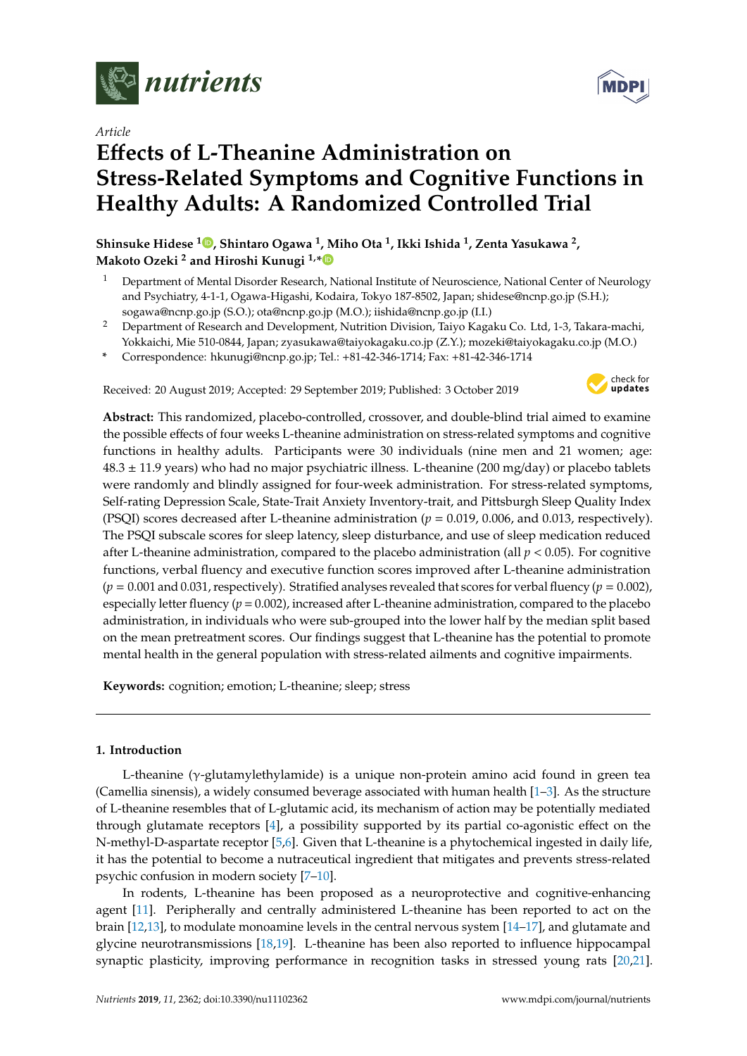*Article*

# Effects of L-Theanine Administration on Stress-Related Symptoms and Cognitive Functions in Healthy Adults: A Randomized Controlled Trial

**Shinsuke Hidese [1], Shintaro Ogawa [1], Miho Ota [1], Ikki Ishida [1], Zenta Yasukawa [2], Makoto Ozeki [2] and Hiroshi Kunugi [1,*]**

[1] Department of Mental Disorder Research, National Institute of Neuroscience, National Center of Neurology and Psychiatry, 4-1-1, Ogawa-Higashi, Kodaira, Tokyo 187-8502, Japan; shidese@ncnp.go.jp (S.H.); sogawa@ncnp.go.jp (S.O.); ota@ncnp.go.jp (M.O.); iishida@ncnp.go.jp (I.I.)

[2] Department of Research and Development, Nutrition Division, Taiyo Kagaku Co. Ltd, 1-3, Takara-machi, Yokkaichi, Mie 510-0844, Japan; zyasukawa@taiyokagaku.co.jp (Z.Y.); mozeki@taiyokagaku.co.jp (M.O.)

* Correspondence: hkunugi@ncnp.go.jp; Tel.: +81-42-346-1714; Fax: +81-42-346-1714

Received: 20 August 2019; Accepted: 29 September 2019; Published: 3 October 2019

**Abstract:** This randomized, placebo-controlled, crossover, and double-blind trial aimed to examine the possible effects of four weeks L-theanine administration on stress-related symptoms and cognitive functions in healthy adults. Participants were 30 individuals (nine men and 21 women; age: 48.3 ± 11.9 years) who had no major psychiatric illness. L-theanine (200 mg/day) or placebo tablets were randomly and blindly assigned for four-week administration. For stress-related symptoms, Self-rating Depression Scale, State-Trait Anxiety Inventory-trait, and Pittsburgh Sleep Quality Index (PSQI) scores decreased after L-theanine administration ($p = 0.019$, 0.006, and 0.013, respectively). The PSQI subscale scores for sleep latency, sleep disturbance, and use of sleep medication reduced after L-theanine administration, compared to the placebo administration (all $p < 0.05$). For cognitive functions, verbal fluency and executive function scores improved after L-theanine administration ($p = 0.001$ and 0.031, respectively). Stratified analyses revealed that scores for verbal fluency ($p = 0.002$), especially letter fluency ($p = 0.002$), increased after L-theanine administration, compared to the placebo administration, in individuals who were sub-grouped into the lower half by the median split based on the mean pretreatment scores. Our findings suggest that L-theanine has the potential to promote mental health in the general population with stress-related ailments and cognitive impairments.

**Keywords:** cognition; emotion; L-theanine; sleep; stress

## 1. Introduction

L-theanine (γ-glutamylethylamide) is a unique non-protein amino acid found in green tea (Camellia sinensis), a widely consumed beverage associated with human health [1–3]. As the structure of L-theanine resembles that of L-glutamic acid, its mechanism of action may be potentially mediated through glutamate receptors [4], a possibility supported by its partial co-agonistic effect on the N-methyl-D-aspartate receptor [5,6]. Given that L-theanine is a phytochemical ingested in daily life, it has the potential to become a nutraceutical ingredient that mitigates and prevents stress-related psychic confusion in modern society [7–10].

In rodents, L-theanine has been proposed as a neuroprotective and cognitive-enhancing agent [11]. Peripherally and centrally administered L-theanine has been reported to act on the brain [12,13], to modulate monoamine levels in the central nervous system [14–17], and glutamate and glycine neurotransmissions [18,19]. L-theanine has been also reported to influence hippocampal synaptic plasticity, improving performance in recognition tasks in stressed young rats [20,21].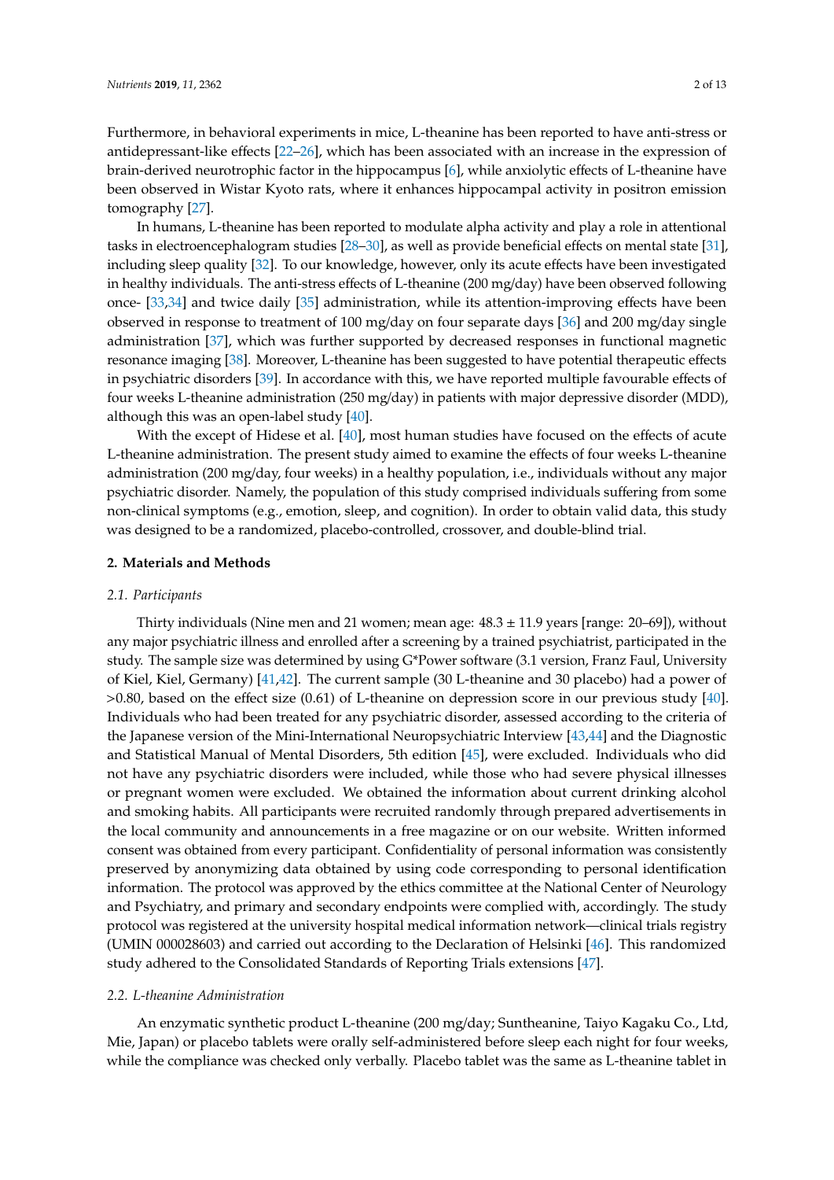Furthermore, in behavioral experiments in mice, L-theanine has been reported to have anti-stress or antidepressant-like effects [22–26], which has been associated with an increase in the expression of brain-derived neurotrophic factor in the hippocampus [6], while anxiolytic effects of L-theanine have been observed in Wistar Kyoto rats, where it enhances hippocampal activity in positron emission tomography [27].

In humans, L-theanine has been reported to modulate alpha activity and play a role in attentional tasks in electroencephalogram studies [28–30], as well as provide beneficial effects on mental state [31], including sleep quality [32]. To our knowledge, however, only its acute effects have been investigated in healthy individuals. The anti-stress effects of L-theanine (200 mg/day) have been observed following once- [33,34] and twice daily [35] administration, while its attention-improving effects have been observed in response to treatment of 100 mg/day on four separate days [36] and 200 mg/day single administration [37], which was further supported by decreased responses in functional magnetic resonance imaging [38]. Moreover, L-theanine has been suggested to have potential therapeutic effects in psychiatric disorders [39]. In accordance with this, we have reported multiple favourable effects of four weeks L-theanine administration (250 mg/day) in patients with major depressive disorder (MDD), although this was an open-label study [40].

With the except of Hidese et al. [40], most human studies have focused on the effects of acute L-theanine administration. The present study aimed to examine the effects of four weeks L-theanine administration (200 mg/day, four weeks) in a healthy population, i.e., individuals without any major psychiatric disorder. Namely, the population of this study comprised individuals suffering from some non-clinical symptoms (e.g., emotion, sleep, and cognition). In order to obtain valid data, this study was designed to be a randomized, placebo-controlled, crossover, and double-blind trial.

## 2. Materials and Methods

### 2.1. Participants

Thirty individuals (Nine men and 21 women; mean age: 48.3 ± 11.9 years [range: 20–69]), without any major psychiatric illness and enrolled after a screening by a trained psychiatrist, participated in the study. The sample size was determined by using G*Power software (3.1 version, Franz Faul, University of Kiel, Kiel, Germany) [41,42]. The current sample (30 L-theanine and 30 placebo) had a power of >0.80, based on the effect size (0.61) of L-theanine on depression score in our previous study [40]. Individuals who had been treated for any psychiatric disorder, assessed according to the criteria of the Japanese version of the Mini-International Neuropsychiatric Interview [43,44] and the Diagnostic and Statistical Manual of Mental Disorders, 5th edition [45], were excluded. Individuals who did not have any psychiatric disorders were included, while those who had severe physical illnesses or pregnant women were excluded. We obtained the information about current drinking alcohol and smoking habits. All participants were recruited randomly through prepared advertisements in the local community and announcements in a free magazine or on our website. Written informed consent was obtained from every participant. Confidentiality of personal information was consistently preserved by anonymizing data obtained by using code corresponding to personal identification information. The protocol was approved by the ethics committee at the National Center of Neurology and Psychiatry, and primary and secondary endpoints were complied with, accordingly. The study protocol was registered at the university hospital medical information network—clinical trials registry (UMIN 000028603) and carried out according to the Declaration of Helsinki [46]. This randomized study adhered to the Consolidated Standards of Reporting Trials extensions [47].

### 2.2. L-theanine Administration

An enzymatic synthetic product L-theanine (200 mg/day; Suntheanine, Taiyo Kagaku Co., Ltd, Mie, Japan) or placebo tablets were orally self-administered before sleep each night for four weeks, while the compliance was checked only verbally. Placebo tablet was the same as L-theanine tablet in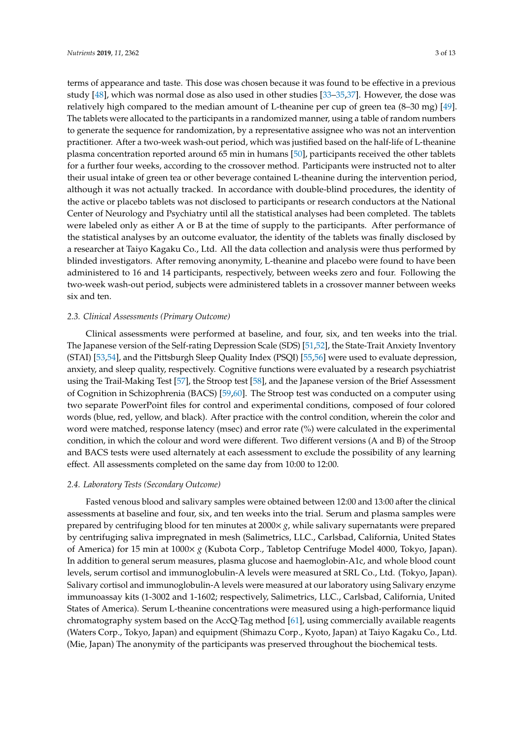terms of appearance and taste. This dose was chosen because it was found to be effective in a previous study [48], which was normal dose as also used in other studies [33–35,37]. However, the dose was relatively high compared to the median amount of L-theanine per cup of green tea (8–30 mg) [49]. The tablets were allocated to the participants in a randomized manner, using a table of random numbers to generate the sequence for randomization, by a representative assignee who was not an intervention practitioner. After a two-week wash-out period, which was justified based on the half-life of L-theanine plasma concentration reported around 65 min in humans [50], participants received the other tablets for a further four weeks, according to the crossover method. Participants were instructed not to alter their usual intake of green tea or other beverage contained L-theanine during the intervention period, although it was not actually tracked. In accordance with double-blind procedures, the identity of the active or placebo tablets was not disclosed to participants or research conductors at the National Center of Neurology and Psychiatry until all the statistical analyses had been completed. The tablets were labeled only as either A or B at the time of supply to the participants. After performance of the statistical analyses by an outcome evaluator, the identity of the tablets was finally disclosed by a researcher at Taiyo Kagaku Co., Ltd. All the data collection and analysis were thus performed by blinded investigators. After removing anonymity, L-theanine and placebo were found to have been administered to 16 and 14 participants, respectively, between weeks zero and four. Following the two-week wash-out period, subjects were administered tablets in a crossover manner between weeks six and ten.

### 2.3. Clinical Assessments (Primary Outcome)

Clinical assessments were performed at baseline, and four, six, and ten weeks into the trial. The Japanese version of the Self-rating Depression Scale (SDS) [51,52], the State-Trait Anxiety Inventory (STAI) [53,54], and the Pittsburgh Sleep Quality Index (PSQI) [55,56] were used to evaluate depression, anxiety, and sleep quality, respectively. Cognitive functions were evaluated by a research psychiatrist using the Trail-Making Test [57], the Stroop test [58], and the Japanese version of the Brief Assessment of Cognition in Schizophrenia (BACS) [59,60]. The Stroop test was conducted on a computer using two separate PowerPoint files for control and experimental conditions, composed of four colored words (blue, red, yellow, and black). After practice with the control condition, wherein the color and word were matched, response latency (msec) and error rate (%) were calculated in the experimental condition, in which the colour and word were different. Two different versions (A and B) of the Stroop and BACS tests were used alternately at each assessment to exclude the possibility of any learning effect. All assessments completed on the same day from 10:00 to 12:00.

### 2.4. Laboratory Tests (Secondary Outcome)

Fasted venous blood and salivary samples were obtained between 12:00 and 13:00 after the clinical assessments at baseline and four, six, and ten weeks into the trial. Serum and plasma samples were prepared by centrifuging blood for ten minutes at 2000× *g*, while salivary supernatants were prepared by centrifuging saliva impregnated in mesh (Salimetrics, LLC., Carlsbad, California, United States of America) for 15 min at 1000× *g* (Kubota Corp., Tabletop Centrifuge Model 4000, Tokyo, Japan). In addition to general serum measures, plasma glucose and haemoglobin-A1c, and whole blood count levels, serum cortisol and immunoglobulin-A levels were measured at SRL Co., Ltd. (Tokyo, Japan). Salivary cortisol and immunoglobulin-A levels were measured at our laboratory using Salivary enzyme immunoassay kits (1-3002 and 1-1602; respectively, Salimetrics, LLC., Carlsbad, California, United States of America). Serum L-theanine concentrations were measured using a high-performance liquid chromatography system based on the AccQ·Tag method [61], using commercially available reagents (Waters Corp., Tokyo, Japan) and equipment (Shimazu Corp., Kyoto, Japan) at Taiyo Kagaku Co., Ltd. (Mie, Japan) The anonymity of the participants was preserved throughout the biochemical tests.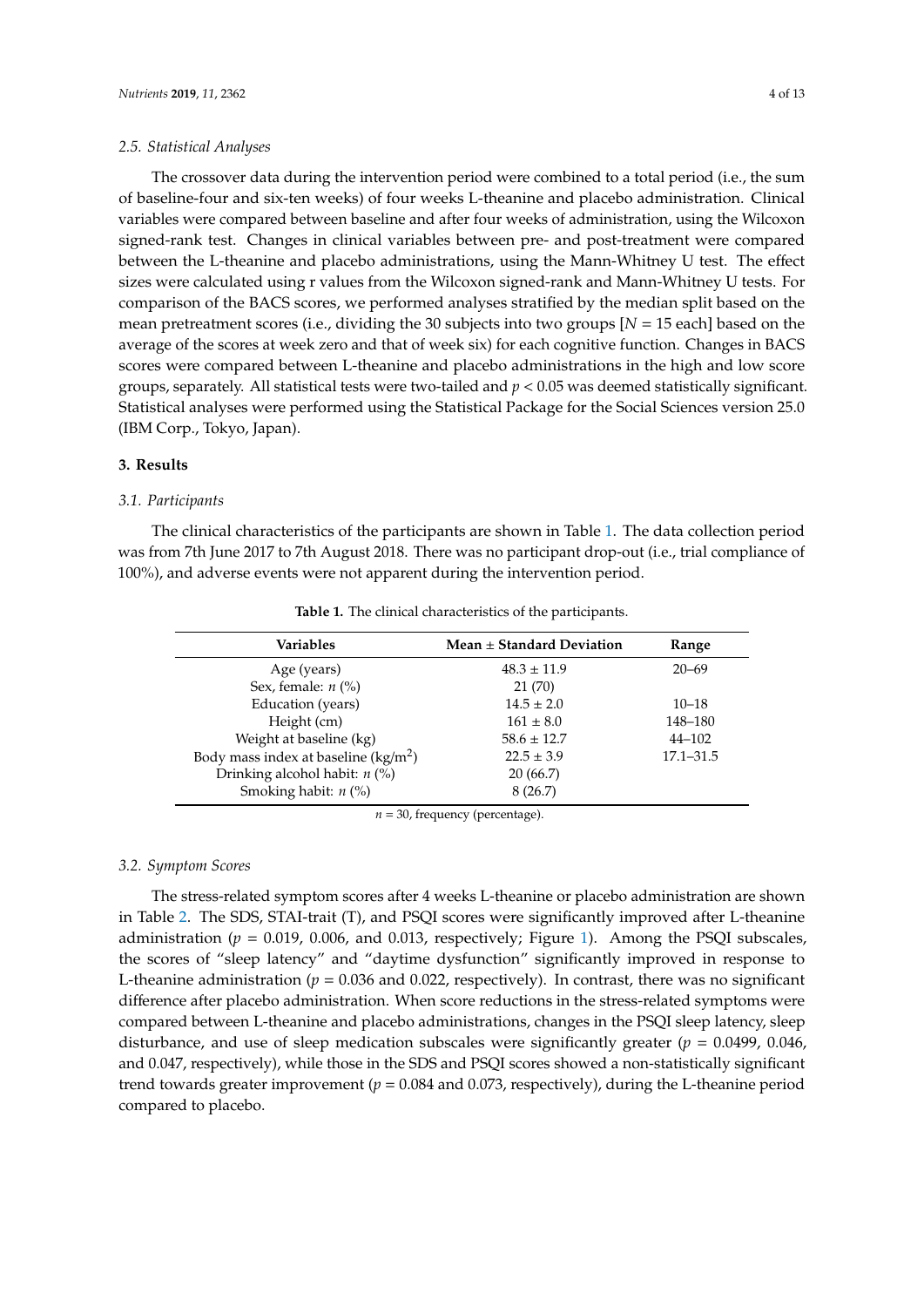### 2.5. Statistical Analyses

The crossover data during the intervention period were combined to a total period (i.e., the sum of baseline-four and six-ten weeks) of four weeks L-theanine and placebo administration. Clinical variables were compared between baseline and after four weeks of administration, using the Wilcoxon signed-rank test. Changes in clinical variables between pre- and post-treatment were compared between the L-theanine and placebo administrations, using the Mann-Whitney U test. The effect sizes were calculated using r values from the Wilcoxon signed-rank and Mann-Whitney U tests. For comparison of the BACS scores, we performed analyses stratified by the median split based on the mean pretreatment scores (i.e., dividing the 30 subjects into two groups [$N = 15$ each] based on the average of the scores at week zero and that of week six) for each cognitive function. Changes in BACS scores were compared between L-theanine and placebo administrations in the high and low score groups, separately. All statistical tests were two-tailed and $p < 0.05$ was deemed statistically significant. Statistical analyses were performed using the Statistical Package for the Social Sciences version 25.0 (IBM Corp., Tokyo, Japan).

## 3. Results

### 3.1. Participants

The clinical characteristics of the participants are shown in Table 1. The data collection period was from 7th June 2017 to 7th August 2018. There was no participant drop-out (i.e., trial compliance of 100%), and adverse events were not apparent during the intervention period.

**Table 1.** The clinical characteristics of the participants.

| Variables | Mean ± Standard Deviation | Range |
|---|---|---|
| Age (years) | 48.3 ± 11.9 | 20–69 |
| Sex, female: *n* (%) | 21 (70) | |
| Education (years) | 14.5 ± 2.0 | 10–18 |
| Height (cm) | 161 ± 8.0 | 148–180 |
| Weight at baseline (kg) | 58.6 ± 12.7 | 44–102 |
| Body mass index at baseline (kg/m$^2$) | 22.5 ± 3.9 | 17.1–31.5 |
| Drinking alcohol habit: *n* (%) | 20 (66.7) | |
| Smoking habit: *n* (%) | 8 (26.7) | |

$n = 30$, frequency (percentage).

### 3.2. Symptom Scores

The stress-related symptom scores after 4 weeks L-theanine or placebo administration are shown in Table 2. The SDS, STAI-trait (T), and PSQI scores were significantly improved after L-theanine administration ($p = 0.019$, 0.006, and 0.013, respectively; Figure 1). Among the PSQI subscales, the scores of "sleep latency" and "daytime dysfunction" significantly improved in response to L-theanine administration ($p = 0.036$ and 0.022, respectively). In contrast, there was no significant difference after placebo administration. When score reductions in the stress-related symptoms were compared between L-theanine and placebo administrations, changes in the PSQI sleep latency, sleep disturbance, and use of sleep medication subscales were significantly greater ($p = 0.0499$, 0.046, and 0.047, respectively), while those in the SDS and PSQI scores showed a non-statistically significant trend towards greater improvement ($p = 0.084$ and 0.073, respectively), during the L-theanine period compared to placebo.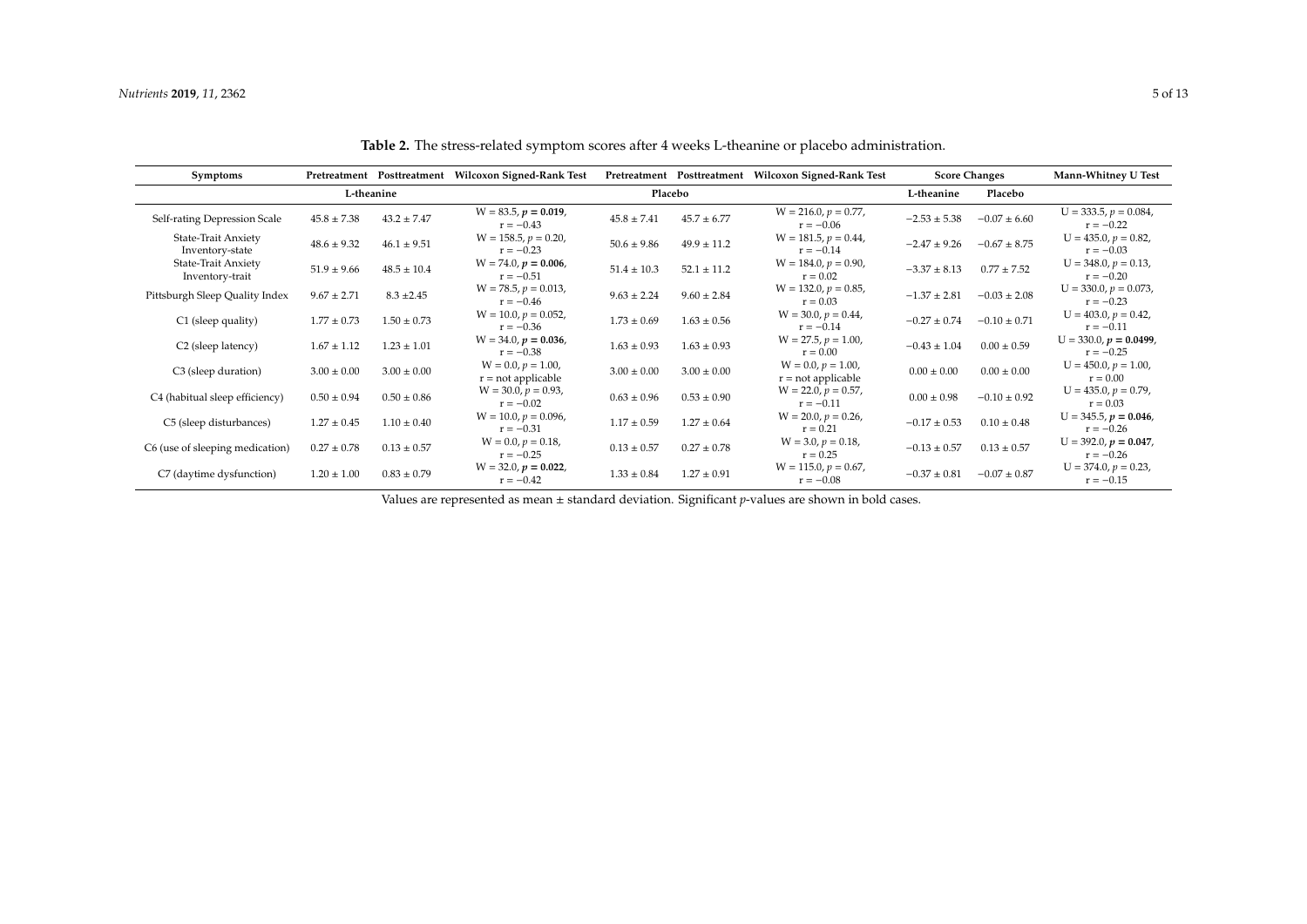**Table 2.** The stress-related symptom scores after 4 weeks L-theanine or placebo administration.

| Symptoms | Pretreatment | Posttreatment | Wilcoxon Signed-Rank Test | Pretreatment | Posttreatment | Wilcoxon Signed-Rank Test | Score Changes | | Mann-Whitney U Test |
|---|---|---|---|---|---|---|---|---|---|
| | L-theanine | | | Placebo | | | L-theanine | Placebo | |
| Self-rating Depression Scale | 45.8 ± 7.38 | 43.2 ± 7.47 | W = 83.5, $p$ = **0.019**, r = −0.43 | 45.8 ± 7.41 | 45.7 ± 6.77 | W = 216.0, $p$ = 0.77, r = −0.06 | −2.53 ± 5.38 | −0.07 ± 6.60 | U = 333.5, $p$ = 0.084, r = −0.22 |
| State-Trait Anxiety Inventory-state | 48.6 ± 9.32 | 46.1 ± 9.51 | W = 158.5, $p$ = 0.20, r = −0.23 | 50.6 ± 9.86 | 49.9 ± 11.2 | W = 181.5, $p$ = 0.44, r = −0.14 | −2.47 ± 9.26 | −0.67 ± 8.75 | U = 435.0, $p$ = 0.82, r = −0.03 |
| State-Trait Anxiety Inventory-trait | 51.9 ± 9.66 | 48.5 ± 10.4 | W = 74.0, $p$ = **0.006**, r = −0.51 | 51.4 ± 10.3 | 52.1 ± 11.2 | W = 184.0, $p$ = 0.90, r = 0.02 | −3.37 ± 8.13 | 0.77 ± 7.52 | U = 348.0, $p$ = 0.13, r = −0.20 |
| Pittsburgh Sleep Quality Index | 9.67 ± 2.71 | 8.3 ±2.45 | W = 78.5, $p$ = 0.013, r = −0.46 | 9.63 ± 2.24 | 9.60 ± 2.84 | W = 132.0, $p$ = 0.85, r = 0.03 | −1.37 ± 2.81 | −0.03 ± 2.08 | U = 330.0, $p$ = 0.073, r = −0.23 |
| C1 (sleep quality) | 1.77 ± 0.73 | 1.50 ± 0.73 | W = 10.0, $p$ = 0.052, r = −0.36 | 1.73 ± 0.69 | 1.63 ± 0.56 | W = 30.0, $p$ = 0.44, r = −0.14 | −0.27 ± 0.74 | −0.10 ± 0.71 | U = 403.0, $p$ = 0.42, r = −0.11 |
| C2 (sleep latency) | 1.67 ± 1.12 | 1.23 ± 1.01 | W = 34.0, $p$ = **0.036**, r = −0.38 | 1.63 ± 0.93 | 1.63 ± 0.93 | W = 27.5, $p$ = 1.00, r = 0.00 | −0.43 ± 1.04 | 0.00 ± 0.59 | U = 330.0, $p$ = **0.0499**, r = −0.25 |
| C3 (sleep duration) | 3.00 ± 0.00 | 3.00 ± 0.00 | W = 0.0, $p$ = 1.00, r = not applicable | 3.00 ± 0.00 | 3.00 ± 0.00 | W = 0.0, $p$ = 1.00, r = not applicable | 0.00 ± 0.00 | 0.00 ± 0.00 | U = 450.0, $p$ = 1.00, r = 0.00 |
| C4 (habitual sleep efficiency) | 0.50 ± 0.94 | 0.50 ± 0.86 | W = 30.0, $p$ = 0.93, r = −0.02 | 0.63 ± 0.96 | 0.53 ± 0.90 | W = 22.0, $p$ = 0.57, r = −0.11 | 0.00 ± 0.98 | −0.10 ± 0.92 | U = 435.0, $p$ = 0.79, r = 0.03 |
| C5 (sleep disturbances) | 1.27 ± 0.45 | 1.10 ± 0.40 | W = 10.0, $p$ = 0.096, r = −0.31 | 1.17 ± 0.59 | 1.27 ± 0.64 | W = 20.0, $p$ = 0.26, r = 0.21 | −0.17 ± 0.53 | 0.10 ± 0.48 | U = 345.5, $p$ = **0.046**, r = −0.26 |
| C6 (use of sleeping medication) | 0.27 ± 0.78 | 0.13 ± 0.57 | W = 0.0, $p$ = 0.18, r = −0.25 | 0.13 ± 0.57 | 0.27 ± 0.78 | W = 3.0, $p$ = 0.18, r = 0.25 | −0.13 ± 0.57 | 0.13 ± 0.57 | U = 392.0, $p$ = **0.047**, r = −0.26 |
| C7 (daytime dysfunction) | 1.20 ± 1.00 | 0.83 ± 0.79 | W = 32.0, $p$ = **0.022**, r = −0.42 | 1.33 ± 0.84 | 1.27 ± 0.91 | W = 115.0, $p$ = 0.67, r = −0.08 | −0.37 ± 0.81 | −0.07 ± 0.87 | U = 374.0, $p$ = 0.23, r = −0.15 |

Values are represented as mean ± standard deviation. Significant $p$-values are shown in bold cases.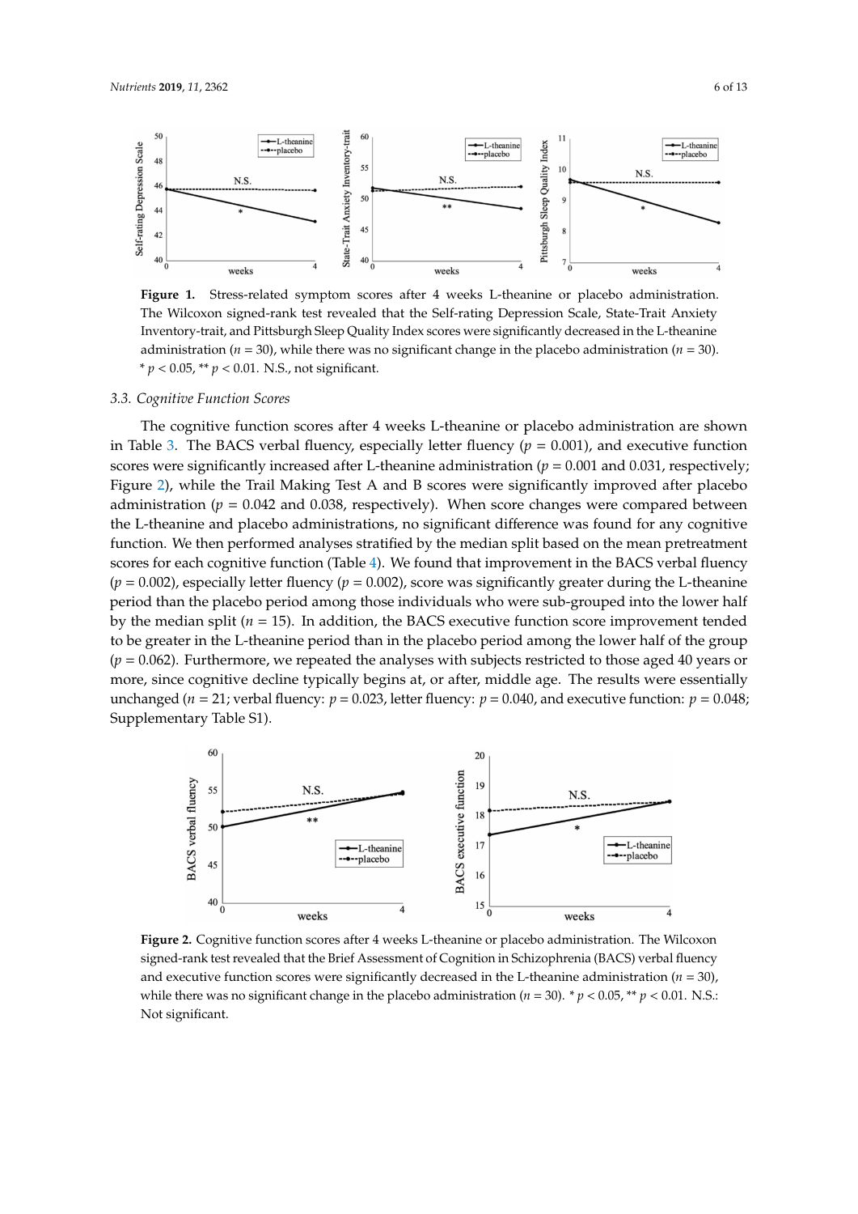**Figure 1.** Stress-related symptom scores after 4 weeks L-theanine or placebo administration. The Wilcoxon signed-rank test revealed that the Self-rating Depression Scale, State-Trait Anxiety Inventory-trait, and Pittsburgh Sleep Quality Index scores were significantly decreased in the L-theanine administration ($n = 30$), while there was no significant change in the placebo administration ($n = 30$). * $p < 0.05$, ** $p < 0.01$. N.S., not significant.

### 3.3. Cognitive Function Scores

The cognitive function scores after 4 weeks L-theanine or placebo administration are shown in Table 3. The BACS verbal fluency, especially letter fluency ($p = 0.001$), and executive function scores were significantly increased after L-theanine administration ($p = 0.001$ and $0.031$, respectively; Figure 2), while the Trail Making Test A and B scores were significantly improved after placebo administration ($p = 0.042$ and $0.038$, respectively). When score changes were compared between the L-theanine and placebo administrations, no significant difference was found for any cognitive function. We then performed analyses stratified by the median split based on the mean pretreatment scores for each cognitive function (Table 4). We found that improvement in the BACS verbal fluency ($p = 0.002$), especially letter fluency ($p = 0.002$), score was significantly greater during the L-theanine period than the placebo period among those individuals who were sub-grouped into the lower half by the median split ($n = 15$). In addition, the BACS executive function score improvement tended to be greater in the L-theanine period than in the placebo period among the lower half of the group ($p = 0.062$). Furthermore, we repeated the analyses with subjects restricted to those aged 40 years or more, since cognitive decline typically begins at, or after, middle age. The results were essentially unchanged ($n = 21$; verbal fluency: $p = 0.023$, letter fluency: $p = 0.040$, and executive function: $p = 0.048$; Supplementary Table S1).

**Figure 2.** Cognitive function scores after 4 weeks L-theanine or placebo administration. The Wilcoxon signed-rank test revealed that the Brief Assessment of Cognition in Schizophrenia (BACS) verbal fluency and executive function scores were significantly decreased in the L-theanine administration ($n = 30$), while there was no significant change in the placebo administration ($n = 30$). * $p < 0.05$, ** $p < 0.01$. N.S.: Not significant.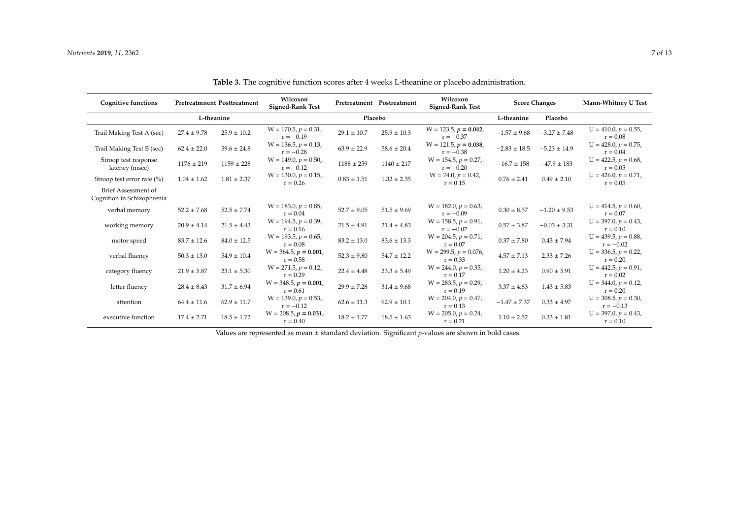**Table 3.** The cognitive function scores after 4 weeks L-theanine or placebo administration.

| Cognitive functions | Pretreatmnent | Posttreatment | Wilcoxon Signed-Rank Test | Pretreatment | Postreatment | Wilcoxon Signed-Rank Test | Score Changes | | Mann-Whitney U Test |
|---|---|---|---|---|---|---|---|---|---|
| | L-theanine | | | Placebo | | | L-theanine | Placebo | |
| Trail Making Test A (sec) | 27.4 ± 9.78 | 25.9 ± 10.2 | W = 170.5, $p = 0.31$, r = −0.19 | 29.1 ± 10.7 | 25.9 ± 10.3 | W = 123.5, $\mathbf{p = 0.042}$, r = −0.37 | −1.57 ± 9.68 | −3.27 ± 7.48 | U = 410.0, $p = 0.55$, r = 0.08 |
| Trail Making Test B (sec) | 62.4 ± 22.0 | 59.6 ± 24.8 | W = 136.5, $p = 0.13$, r = −0.28 | 63.9 ± 22.9 | 58.6 ± 20.4 | W = 121.5, $\mathbf{p = 0.038}$, r = −0.38 | −2.83 ± 18.5 | −5.23 ± 14.9 | U = 428.0, $p = 0.75$, r = 0.04 |
| Stroop test response latency (msec) | 1176 ± 219 | 1159 ± 228 | W = 149.0, $p = 0.50$, r = −0.12 | 1188 ± 259 | 1140 ± 217 | W = 154.5, $p = 0.27$, r = −0.20 | −16.7 ± 158 | −47.9 ± 183 | U = 422.5, $p = 0.68$, r = 0.05 |
| Stroop test error rate (%) | 1.04 ± 1.62 | 1.81 ± 2.37 | W = 130.0, $p = 0.15$, r = 0.26 | 0.83 ± 1.51 | 1.32 ± 2.35 | W = 74.0, $p = 0.42$, r = 0.15 | 0.76 ± 2.41 | 0.49 ± 2.10 | U = 426.0, $p = 0.71$, r = 0.05 |
| Brief Assessment of Cognition in Schizophrenia | | | | | | | | | |
| verbal memory | 52.2 ± 7.68 | 52.5 ± 7.74 | W = 183.0, $p = 0.85$, r = 0.04 | 52.7 ± 9.05 | 51.5 ± 9.69 | W = 182.0, $p = 0.63$, r = −0.09 | 0.30 ± 8.57 | −1.20 ± 9.53 | U = 414.5, $p = 0.60$, r = 0.07 |
| working memory | 20.9 ± 4.14 | 21.5 ± 4.43 | W = 194.5, $p = 0.39$, r = 0.16 | 21.5 ± 4.91 | 21.4 ± 4.83 | W = 158.5, $p = 0.91$, r = −0.02 | 0.57 ± 3.87 | −0.03 ± 3.31 | U = 397.0, $p = 0.43$, r = 0.10 |
| motor speed | 83.7 ± 12.6 | 84.0 ± 12.5 | W = 193.5, $p = 0.65$, r = 0.08 | 83.2 ± 13.0 | 83.6 ± 13.3 | W = 204.5, $p = 0.71$, r = 0.07 | 0.37 ± 7.80 | 0.43 ± 7.94 | U = 439.5, $p = 0.88$, r = −0.02 |
| verbal fluency | 50.3 ± 13.0 | 54.9 ± 10.4 | W = 364.5, $\mathbf{p = 0.001}$, r = 0.58 | 52.3 ± 9.80 | 54.7 ± 12.2 | W = 299.5, $p = 0.076$, r = 0.33 | 4.57 ± 7.13 | 2.33 ± 7.26 | U = 336.5, $p = 0.22$, r = 0.20 |
| category fluency | 21.9 ± 5.87 | 23.1 ± 5.30 | W = 271.5, $p = 0.12$, r = 0.29 | 22.4 ± 4.48 | 23.3 ± 5.49 | W = 244.0, $p = 0.35$, r = 0.17 | 1.20 ± 4.23 | 0.90 ± 5.91 | U = 442.5, $p = 0.91$, r = 0.02 |
| letter fluency | 28.4 ± 8.43 | 31.7 ± 6.94 | W = 348.5, $\mathbf{p = 0.001}$, r = 0.61 | 29.9 ± 7.28 | 31.4 ± 9.68 | W = 283.5, $p = 0.29$, r = 0.19 | 3.37 ± 4.63 | 1.43 ± 5.83 | U = 344.0, $p = 0.12$, r = 0.20 |
| attention | 64.4 ± 11.6 | 62.9 ± 11.7 | W = 139.0, $p = 0.53$, r = −0.12 | 62.6 ± 11.3 | 62.9 ± 10.1 | W = 204.0, $p = 0.47$, r = 0.13 | −1.47 ± 7.37 | 0.33 ± 4.97 | U = 308.5, $p = 0.30$, r = −0.13 |
| executive function | 17.4 ± 2.71 | 18.5 ± 1.72 | W = 208.5, $\mathbf{p = 0.031}$, r = 0.40 | 18.2 ± 1.77 | 18.5 ± 1.63 | W = 205.0, $p = 0.24$, r = 0.21 | 1.10 ± 2.52 | 0.33 ± 1.81 | U = 397.0, $p = 0.43$, r = 0.10 |

Values are represented as mean ± standard deviation. Significant *p*-values are shown in bold cases.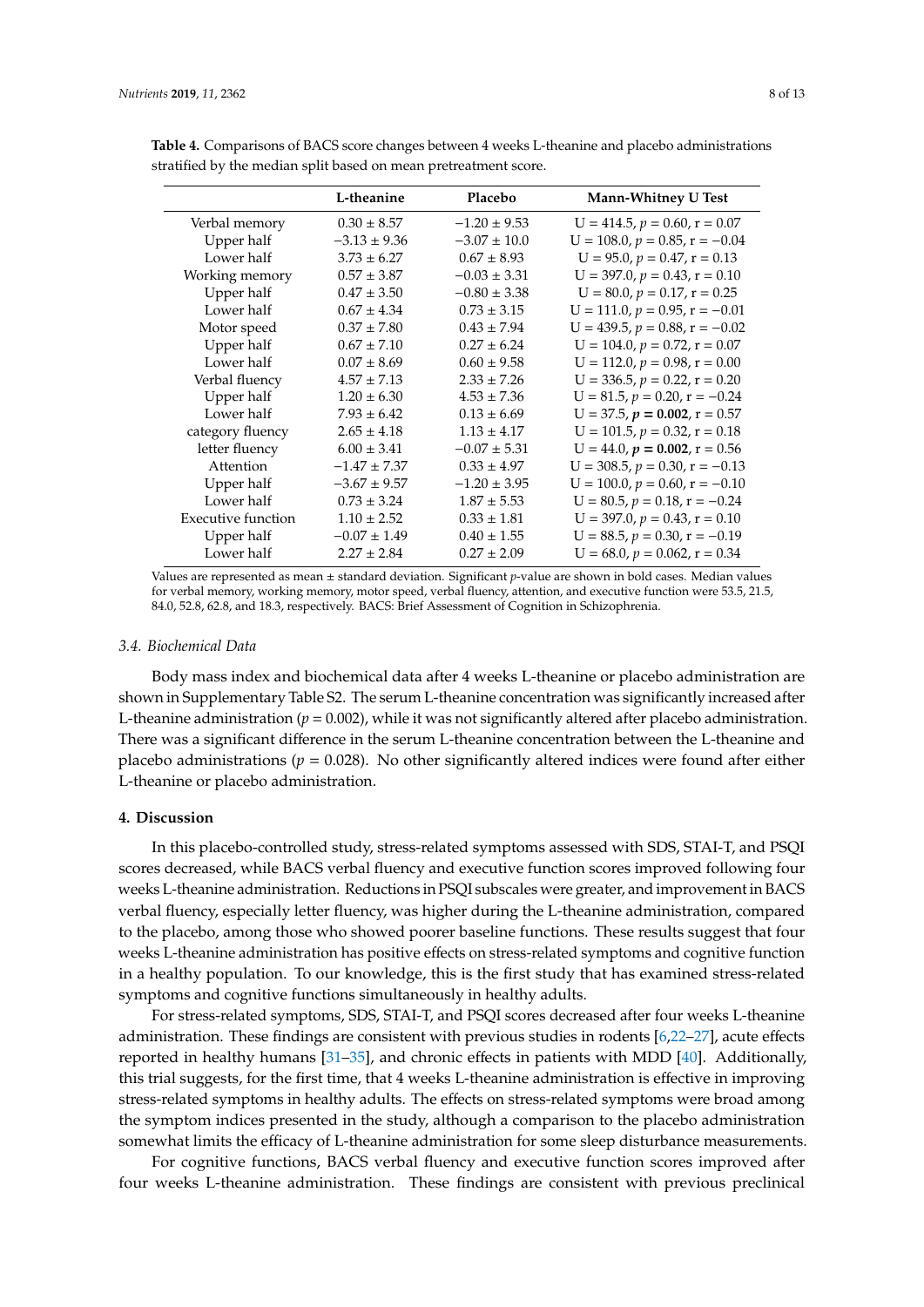**Table 4.** Comparisons of BACS score changes between 4 weeks L-theanine and placebo administrations stratified by the median split based on mean pretreatment score.

| | L-theanine | Placebo | Mann-Whitney U Test |
|---|---|---|---|
| Verbal memory | 0.30 ± 8.57 | −1.20 ± 9.53 | U = 414.5, $p$ = 0.60, r = 0.07 |
| Upper half | −3.13 ± 9.36 | −3.07 ± 10.0 | U = 108.0, $p$ = 0.85, r = −0.04 |
| Lower half | 3.73 ± 6.27 | 0.67 ± 8.93 | U = 95.0, $p$ = 0.47, r = 0.13 |
| Working memory | 0.57 ± 3.87 | −0.03 ± 3.31 | U = 397.0, $p$ = 0.43, r = 0.10 |
| Upper half | 0.47 ± 3.50 | −0.80 ± 3.38 | U = 80.0, $p$ = 0.17, r = 0.25 |
| Lower half | 0.67 ± 4.34 | 0.73 ± 3.15 | U = 111.0, $p$ = 0.95, r = −0.01 |
| Motor speed | 0.37 ± 7.80 | 0.43 ± 7.94 | U = 439.5, $p$ = 0.88, r = −0.02 |
| Upper half | 0.67 ± 7.10 | 0.27 ± 6.24 | U = 104.0, $p$ = 0.72, r = 0.07 |
| Lower half | 0.07 ± 8.69 | 0.60 ± 9.58 | U = 112.0, $p$ = 0.98, r = 0.00 |
| Verbal fluency | 4.57 ± 7.13 | 2.33 ± 7.26 | U = 336.5, $p$ = 0.22, r = 0.20 |
| Upper half | 1.20 ± 6.30 | 4.53 ± 7.36 | U = 81.5, $p$ = 0.20, r = −0.24 |
| Lower half | 7.93 ± 6.42 | 0.13 ± 6.69 | U = 37.5, $p$ **= 0.002**, r = 0.57 |
| category fluency | 2.65 ± 4.18 | 1.13 ± 4.17 | U = 101.5, $p$ = 0.32, r = 0.18 |
| letter fluency | 6.00 ± 3.41 | −0.07 ± 5.31 | U = 44.0, $p$ **= 0.002**, r = 0.56 |
| Attention | −1.47 ± 7.37 | 0.33 ± 4.97 | U = 308.5, $p$ = 0.30, r = −0.13 |
| Upper half | −3.67 ± 9.57 | −1.20 ± 3.95 | U = 100.0, $p$ = 0.60, r = −0.10 |
| Lower half | 0.73 ± 3.24 | 1.87 ± 5.53 | U = 80.5, $p$ = 0.18, r = −0.24 |
| Executive function | 1.10 ± 2.52 | 0.33 ± 1.81 | U = 397.0, $p$ = 0.43, r = 0.10 |
| Upper half | −0.07 ± 1.49 | 0.40 ± 1.55 | U = 88.5, $p$ = 0.30, r = −0.19 |
| Lower half | 2.27 ± 2.84 | 0.27 ± 2.09 | U = 68.0, $p$ = 0.062, r = 0.34 |

Values are represented as mean ± standard deviation. Significant $p$-value are shown in bold cases. Median values for verbal memory, working memory, motor speed, verbal fluency, attention, and executive function were 53.5, 21.5, 84.0, 52.8, 62.8, and 18.3, respectively. BACS: Brief Assessment of Cognition in Schizophrenia.

### 3.4. Biochemical Data

Body mass index and biochemical data after 4 weeks L-theanine or placebo administration are shown in Supplementary Table S2. The serum L-theanine concentration was significantly increased after L-theanine administration ($p$ = 0.002), while it was not significantly altered after placebo administration. There was a significant difference in the serum L-theanine concentration between the L-theanine and placebo administrations ($p$ = 0.028). No other significantly altered indices were found after either L-theanine or placebo administration.

## 4. Discussion

In this placebo-controlled study, stress-related symptoms assessed with SDS, STAI-T, and PSQI scores decreased, while BACS verbal fluency and executive function scores improved following four weeks L-theanine administration. Reductions in PSQI subscales were greater, and improvement in BACS verbal fluency, especially letter fluency, was higher during the L-theanine administration, compared to the placebo, among those who showed poorer baseline functions. These results suggest that four weeks L-theanine administration has positive effects on stress-related symptoms and cognitive function in a healthy population. To our knowledge, this is the first study that has examined stress-related symptoms and cognitive functions simultaneously in healthy adults.

For stress-related symptoms, SDS, STAI-T, and PSQI scores decreased after four weeks L-theanine administration. These findings are consistent with previous studies in rodents [6,22–27], acute effects reported in healthy humans [31–35], and chronic effects in patients with MDD [40]. Additionally, this trial suggests, for the first time, that 4 weeks L-theanine administration is effective in improving stress-related symptoms in healthy adults. The effects on stress-related symptoms were broad among the symptom indices presented in the study, although a comparison to the placebo administration somewhat limits the efficacy of L-theanine administration for some sleep disturbance measurements.

For cognitive functions, BACS verbal fluency and executive function scores improved after four weeks L-theanine administration. These findings are consistent with previous preclinical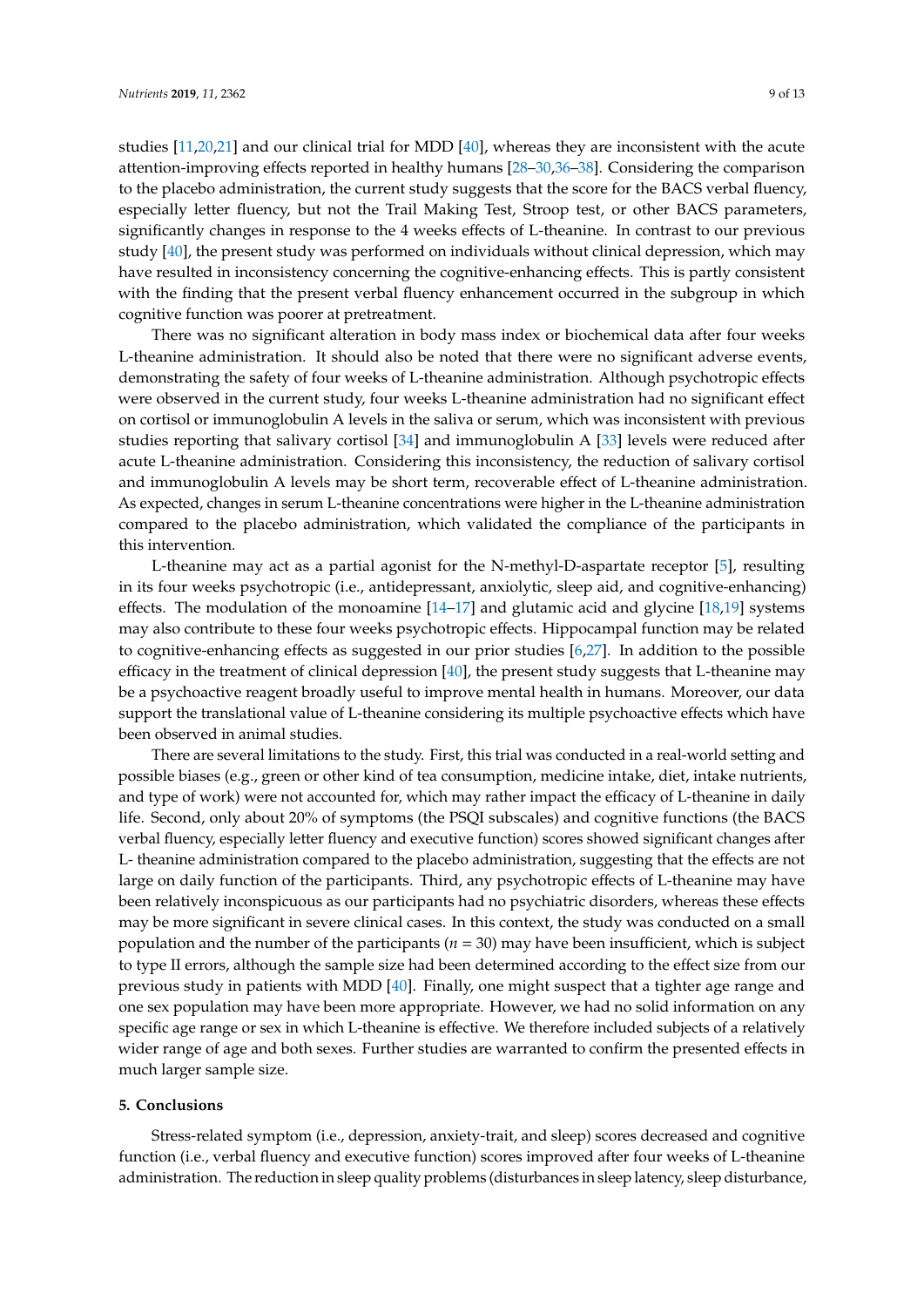studies [11,20,21] and our clinical trial for MDD [40], whereas they are inconsistent with the acute attention-improving effects reported in healthy humans [28–30,36–38]. Considering the comparison to the placebo administration, the current study suggests that the score for the BACS verbal fluency, especially letter fluency, but not the Trail Making Test, Stroop test, or other BACS parameters, significantly changes in response to the 4 weeks effects of L-theanine. In contrast to our previous study [40], the present study was performed on individuals without clinical depression, which may have resulted in inconsistency concerning the cognitive-enhancing effects. This is partly consistent with the finding that the present verbal fluency enhancement occurred in the subgroup in which cognitive function was poorer at pretreatment.

There was no significant alteration in body mass index or biochemical data after four weeks L-theanine administration. It should also be noted that there were no significant adverse events, demonstrating the safety of four weeks of L-theanine administration. Although psychotropic effects were observed in the current study, four weeks L-theanine administration had no significant effect on cortisol or immunoglobulin A levels in the saliva or serum, which was inconsistent with previous studies reporting that salivary cortisol [34] and immunoglobulin A [33] levels were reduced after acute L-theanine administration. Considering this inconsistency, the reduction of salivary cortisol and immunoglobulin A levels may be short term, recoverable effect of L-theanine administration. As expected, changes in serum L-theanine concentrations were higher in the L-theanine administration compared to the placebo administration, which validated the compliance of the participants in this intervention.

L-theanine may act as a partial agonist for the N-methyl-D-aspartate receptor [5], resulting in its four weeks psychotropic (i.e., antidepressant, anxiolytic, sleep aid, and cognitive-enhancing) effects. The modulation of the monoamine [14–17] and glutamic acid and glycine [18,19] systems may also contribute to these four weeks psychotropic effects. Hippocampal function may be related to cognitive-enhancing effects as suggested in our prior studies [6,27]. In addition to the possible efficacy in the treatment of clinical depression [40], the present study suggests that L-theanine may be a psychoactive reagent broadly useful to improve mental health in humans. Moreover, our data support the translational value of L-theanine considering its multiple psychoactive effects which have been observed in animal studies.

There are several limitations to the study. First, this trial was conducted in a real-world setting and possible biases (e.g., green or other kind of tea consumption, medicine intake, diet, intake nutrients, and type of work) were not accounted for, which may rather impact the efficacy of L-theanine in daily life. Second, only about 20% of symptoms (the PSQI subscales) and cognitive functions (the BACS verbal fluency, especially letter fluency and executive function) scores showed significant changes after L- theanine administration compared to the placebo administration, suggesting that the effects are not large on daily function of the participants. Third, any psychotropic effects of L-theanine may have been relatively inconspicuous as our participants had no psychiatric disorders, whereas these effects may be more significant in severe clinical cases. In this context, the study was conducted on a small population and the number of the participants ($n = 30$) may have been insufficient, which is subject to type II errors, although the sample size had been determined according to the effect size from our previous study in patients with MDD [40]. Finally, one might suspect that a tighter age range and one sex population may have been more appropriate. However, we had no solid information on any specific age range or sex in which L-theanine is effective. We therefore included subjects of a relatively wider range of age and both sexes. Further studies are warranted to confirm the presented effects in much larger sample size.

## 5. Conclusions

Stress-related symptom (i.e., depression, anxiety-trait, and sleep) scores decreased and cognitive function (i.e., verbal fluency and executive function) scores improved after four weeks of L-theanine administration. The reduction in sleep quality problems (disturbances in sleep latency, sleep disturbance,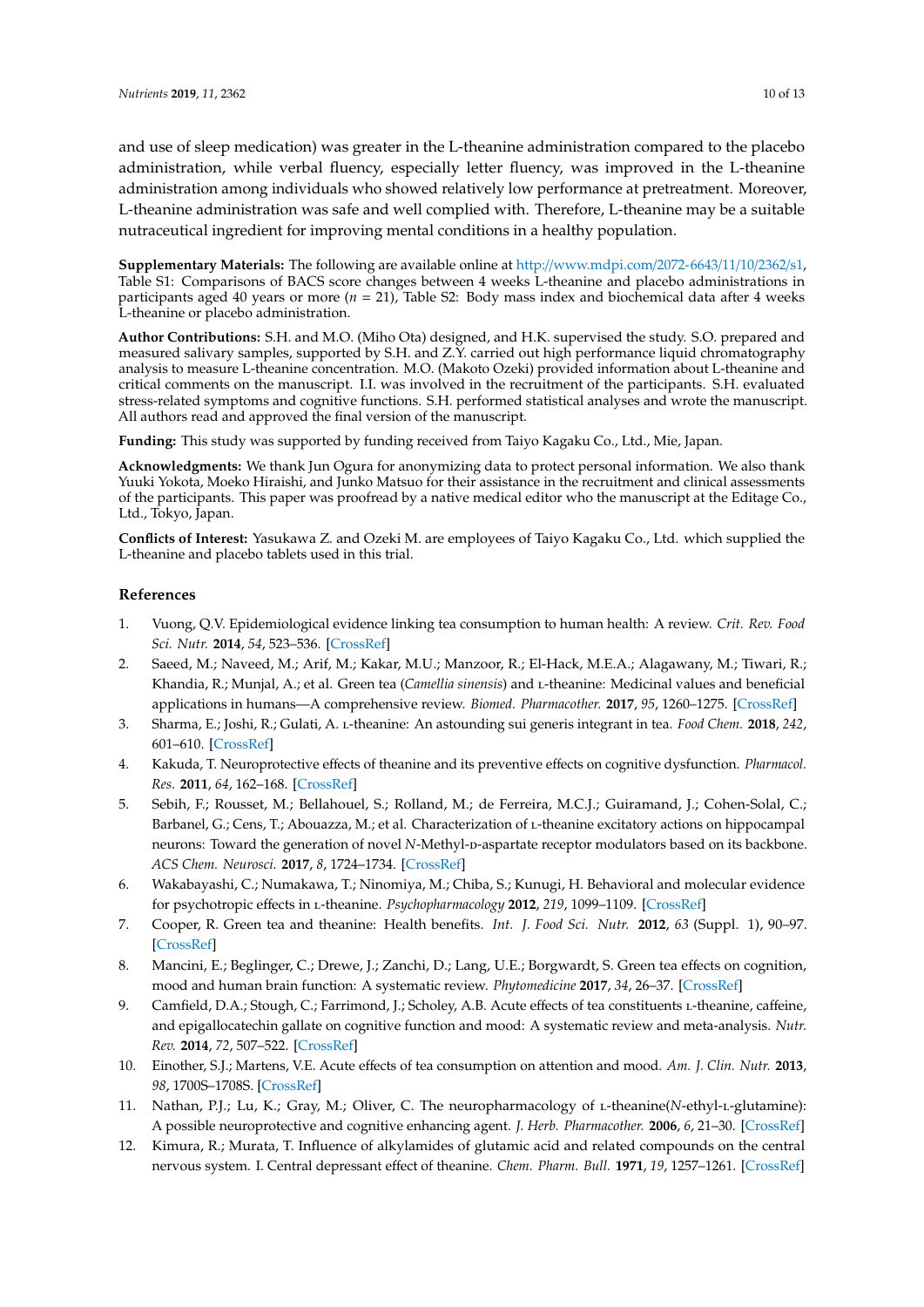and use of sleep medication) was greater in the L-theanine administration compared to the placebo administration, while verbal fluency, especially letter fluency, was improved in the L-theanine administration among individuals who showed relatively low performance at pretreatment. Moreover, L-theanine administration was safe and well complied with. Therefore, L-theanine may be a suitable nutraceutical ingredient for improving mental conditions in a healthy population.

**Supplementary Materials:** The following are available online at http://www.mdpi.com/2072-6643/11/10/2362/s1, Table S1: Comparisons of BACS score changes between 4 weeks L-theanine and placebo administrations in participants aged 40 years or more ($n$ = 21), Table S2: Body mass index and biochemical data after 4 weeks L-theanine or placebo administration.

**Author Contributions:** S.H. and M.O. (Miho Ota) designed, and H.K. supervised the study. S.O. prepared and measured salivary samples, supported by S.H. and Z.Y. carried out high performance liquid chromatography analysis to measure L-theanine concentration. M.O. (Makoto Ozeki) provided information about L-theanine and critical comments on the manuscript. I.I. was involved in the recruitment of the participants. S.H. evaluated stress-related symptoms and cognitive functions. S.H. performed statistical analyses and wrote the manuscript. All authors read and approved the final version of the manuscript.

**Funding:** This study was supported by funding received from Taiyo Kagaku Co., Ltd., Mie, Japan.

**Acknowledgments:** We thank Jun Ogura for anonymizing data to protect personal information. We also thank Yuuki Yokota, Moeko Hiraishi, and Junko Matsuo for their assistance in the recruitment and clinical assessments of the participants. This paper was proofread by a native medical editor who the manuscript at the Editage Co., Ltd., Tokyo, Japan.

**Conflicts of Interest:** Yasukawa Z. and Ozeki M. are employees of Taiyo Kagaku Co., Ltd. which supplied the L-theanine and placebo tablets used in this trial.

## References

1. Vuong, Q.V. Epidemiological evidence linking tea consumption to human health: A review. *Crit. Rev. Food Sci. Nutr.* **2014**, *54*, 523–536. [CrossRef]
2. Saeed, M.; Naveed, M.; Arif, M.; Kakar, M.U.; Manzoor, R.; El-Hack, M.E.A.; Alagawany, M.; Tiwari, R.; Khandia, R.; Munjal, A.; et al. Green tea (*Camellia sinensis*) and L-theanine: Medicinal values and beneficial applications in humans—A comprehensive review. *Biomed. Pharmacother.* **2017**, *95*, 1260–1275. [CrossRef]
3. Sharma, E.; Joshi, R.; Gulati, A. L-theanine: An astounding sui generis integrant in tea. *Food Chem.* **2018**, *242*, 601–610. [CrossRef]
4. Kakuda, T. Neuroprotective effects of theanine and its preventive effects on cognitive dysfunction. *Pharmacol. Res.* **2011**, *64*, 162–168. [CrossRef]
5. Sebih, F.; Rousset, M.; Bellahouel, S.; Rolland, M.; de Ferreira, M.C.J.; Guiramand, J.; Cohen-Solal, C.; Barbanel, G.; Cens, T.; Abouazza, M.; et al. Characterization of L-theanine excitatory actions on hippocampal neurons: Toward the generation of novel *N*-Methyl-D-aspartate receptor modulators based on its backbone. *ACS Chem. Neurosci.* **2017**, *8*, 1724–1734. [CrossRef]
6. Wakabayashi, C.; Numakawa, T.; Ninomiya, M.; Chiba, S.; Kunugi, H. Behavioral and molecular evidence for psychotropic effects in L-theanine. *Psychopharmacology* **2012**, *219*, 1099–1109. [CrossRef]
7. Cooper, R. Green tea and theanine: Health benefits. *Int. J. Food Sci. Nutr.* **2012**, *63* (Suppl. 1), 90–97. [CrossRef]
8. Mancini, E.; Beglinger, C.; Drewe, J.; Zanchi, D.; Lang, U.E.; Borgwardt, S. Green tea effects on cognition, mood and human brain function: A systematic review. *Phytomedicine* **2017**, *34*, 26–37. [CrossRef]
9. Camfield, D.A.; Stough, C.; Farrimond, J.; Scholey, A.B. Acute effects of tea constituents L-theanine, caffeine, and epigallocatechin gallate on cognitive function and mood: A systematic review and meta-analysis. *Nutr. Rev.* **2014**, *72*, 507–522. [CrossRef]
10. Einother, S.J.; Martens, V.E. Acute effects of tea consumption on attention and mood. *Am. J. Clin. Nutr.* **2013**, *98*, 1700S–1708S. [CrossRef]
11. Nathan, P.J.; Lu, K.; Gray, M.; Oliver, C. The neuropharmacology of L-theanine(*N*-ethyl-L-glutamine): A possible neuroprotective and cognitive enhancing agent. *J. Herb. Pharmacother.* **2006**, *6*, 21–30. [CrossRef]
12. Kimura, R.; Murata, T. Influence of alkylamides of glutamic acid and related compounds on the central nervous system. I. Central depressant effect of theanine. *Chem. Pharm. Bull.* **1971**, *19*, 1257–1261. [CrossRef]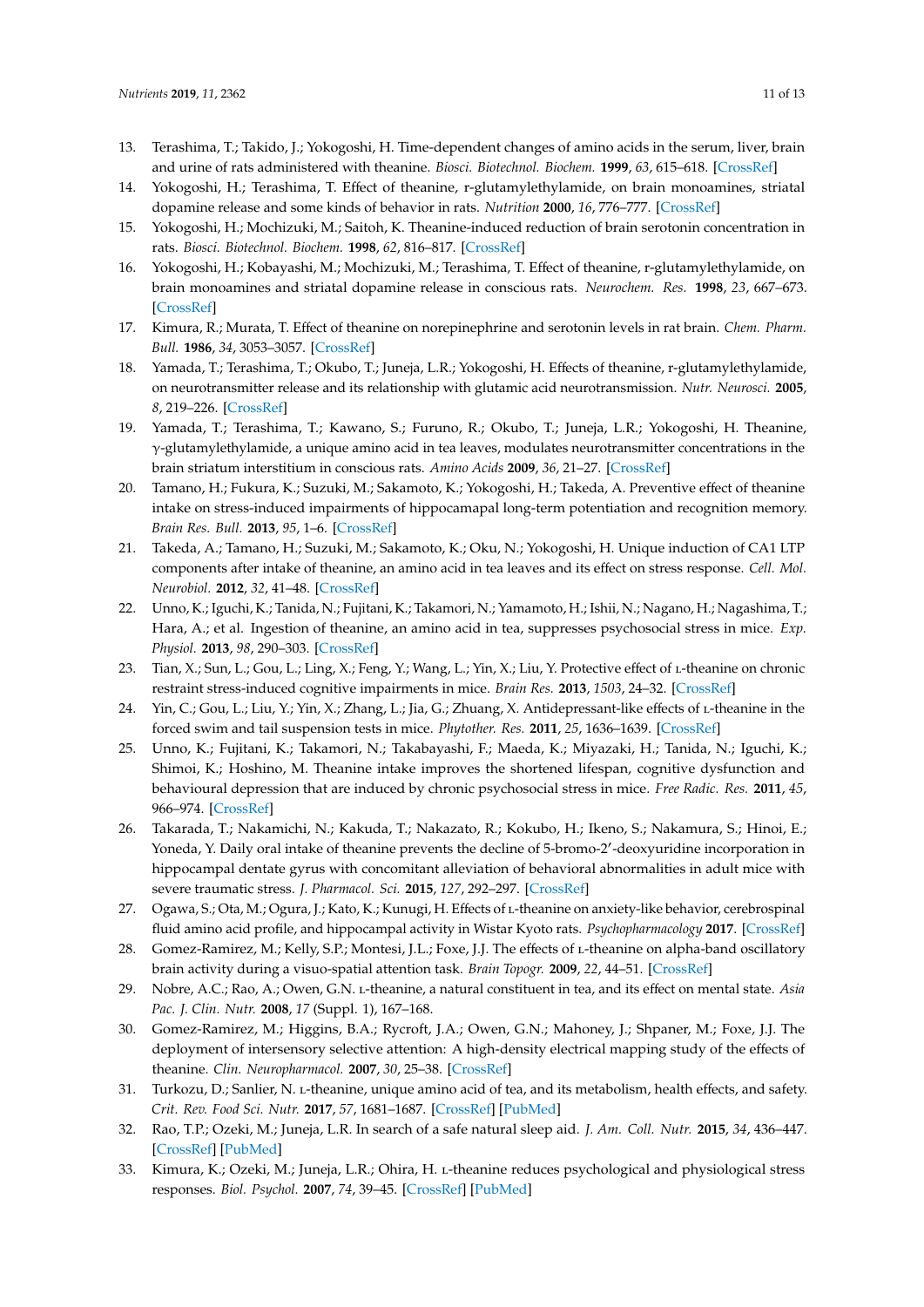13. Terashima, T.; Takido, J.; Yokogoshi, H. Time-dependent changes of amino acids in the serum, liver, brain and urine of rats administered with theanine. *Biosci. Biotechnol. Biochem.* **1999**, *63*, 615–618. [CrossRef]
14. Yokogoshi, H.; Terashima, T. Effect of theanine, r-glutamylethylamide, on brain monoamines, striatal dopamine release and some kinds of behavior in rats. *Nutrition* **2000**, *16*, 776–777. [CrossRef]
15. Yokogoshi, H.; Mochizuki, M.; Saitoh, K. Theanine-induced reduction of brain serotonin concentration in rats. *Biosci. Biotechnol. Biochem.* **1998**, *62*, 816–817. [CrossRef]
16. Yokogoshi, H.; Kobayashi, M.; Mochizuki, M.; Terashima, T. Effect of theanine, r-glutamylethylamide, on brain monoamines and striatal dopamine release in conscious rats. *Neurochem. Res.* **1998**, *23*, 667–673. [CrossRef]
17. Kimura, R.; Murata, T. Effect of theanine on norepinephrine and serotonin levels in rat brain. *Chem. Pharm. Bull.* **1986**, *34*, 3053–3057. [CrossRef]
18. Yamada, T.; Terashima, T.; Okubo, T.; Juneja, L.R.; Yokogoshi, H. Effects of theanine, r-glutamylethylamide, on neurotransmitter release and its relationship with glutamic acid neurotransmission. *Nutr. Neurosci.* **2005**, *8*, 219–226. [CrossRef]
19. Yamada, T.; Terashima, T.; Kawano, S.; Furuno, R.; Okubo, T.; Juneja, L.R.; Yokogoshi, H. Theanine, γ-glutamylethylamide, a unique amino acid in tea leaves, modulates neurotransmitter concentrations in the brain striatum interstitium in conscious rats. *Amino Acids* **2009**, *36*, 21–27. [CrossRef]
20. Tamano, H.; Fukura, K.; Suzuki, M.; Sakamoto, K.; Yokogoshi, H.; Takeda, A. Preventive effect of theanine intake on stress-induced impairments of hippocamapal long-term potentiation and recognition memory. *Brain Res. Bull.* **2013**, *95*, 1–6. [CrossRef]
21. Takeda, A.; Tamano, H.; Suzuki, M.; Sakamoto, K.; Oku, N.; Yokogoshi, H. Unique induction of CA1 LTP components after intake of theanine, an amino acid in tea leaves and its effect on stress response. *Cell. Mol. Neurobiol.* **2012**, *32*, 41–48. [CrossRef]
22. Unno, K.; Iguchi, K.; Tanida, N.; Fujitani, K.; Takamori, N.; Yamamoto, H.; Ishii, N.; Nagano, H.; Nagashima, T.; Hara, A.; et al. Ingestion of theanine, an amino acid in tea, suppresses psychosocial stress in mice. *Exp. Physiol.* **2013**, *98*, 290–303. [CrossRef]
23. Tian, X.; Sun, L.; Gou, L.; Ling, X.; Feng, Y.; Wang, L.; Yin, X.; Liu, Y. Protective effect of L-theanine on chronic restraint stress-induced cognitive impairments in mice. *Brain Res.* **2013**, *1503*, 24–32. [CrossRef]
24. Yin, C.; Gou, L.; Liu, Y.; Yin, X.; Zhang, L.; Jia, G.; Zhuang, X. Antidepressant-like effects of L-theanine in the forced swim and tail suspension tests in mice. *Phytother. Res.* **2011**, *25*, 1636–1639. [CrossRef]
25. Unno, K.; Fujitani, K.; Takamori, N.; Takabayashi, F.; Maeda, K.; Miyazaki, H.; Tanida, N.; Iguchi, K.; Shimoi, K.; Hoshino, M. Theanine intake improves the shortened lifespan, cognitive dysfunction and behavioural depression that are induced by chronic psychosocial stress in mice. *Free Radic. Res.* **2011**, *45*, 966–974. [CrossRef]
26. Takarada, T.; Nakamichi, N.; Kakuda, T.; Nakazato, R.; Kokubo, H.; Ikeno, S.; Nakamura, S.; Hinoi, E.; Yoneda, Y. Daily oral intake of theanine prevents the decline of 5-bromo-2'-deoxyuridine incorporation in hippocampal dentate gyrus with concomitant alleviation of behavioral abnormalities in adult mice with severe traumatic stress. *J. Pharmacol. Sci.* **2015**, *127*, 292–297. [CrossRef]
27. Ogawa, S.; Ota, M.; Ogura, J.; Kato, K.; Kunugi, H. Effects of L-theanine on anxiety-like behavior, cerebrospinal fluid amino acid profile, and hippocampal activity in Wistar Kyoto rats. *Psychopharmacology* **2017**. [CrossRef]
28. Gomez-Ramirez, M.; Kelly, S.P.; Montesi, J.L.; Foxe, J.J. The effects of L-theanine on alpha-band oscillatory brain activity during a visuo-spatial attention task. *Brain Topogr.* **2009**, *22*, 44–51. [CrossRef]
29. Nobre, A.C.; Rao, A.; Owen, G.N. L-theanine, a natural constituent in tea, and its effect on mental state. *Asia Pac. J. Clin. Nutr.* **2008**, *17* (Suppl. 1), 167–168.
30. Gomez-Ramirez, M.; Higgins, B.A.; Rycroft, J.A.; Owen, G.N.; Mahoney, J.; Shpaner, M.; Foxe, J.J. The deployment of intersensory selective attention: A high-density electrical mapping study of the effects of theanine. *Clin. Neuropharmacol.* **2007**, *30*, 25–38. [CrossRef]
31. Turkozu, D.; Sanlier, N. L-theanine, unique amino acid of tea, and its metabolism, health effects, and safety. *Crit. Rev. Food Sci. Nutr.* **2017**, *57*, 1681–1687. [CrossRef] [PubMed]
32. Rao, T.P.; Ozeki, M.; Juneja, L.R. In search of a safe natural sleep aid. *J. Am. Coll. Nutr.* **2015**, *34*, 436–447. [CrossRef] [PubMed]
33. Kimura, K.; Ozeki, M.; Juneja, L.R.; Ohira, H. L-theanine reduces psychological and physiological stress responses. *Biol. Psychol.* **2007**, *74*, 39–45. [CrossRef] [PubMed]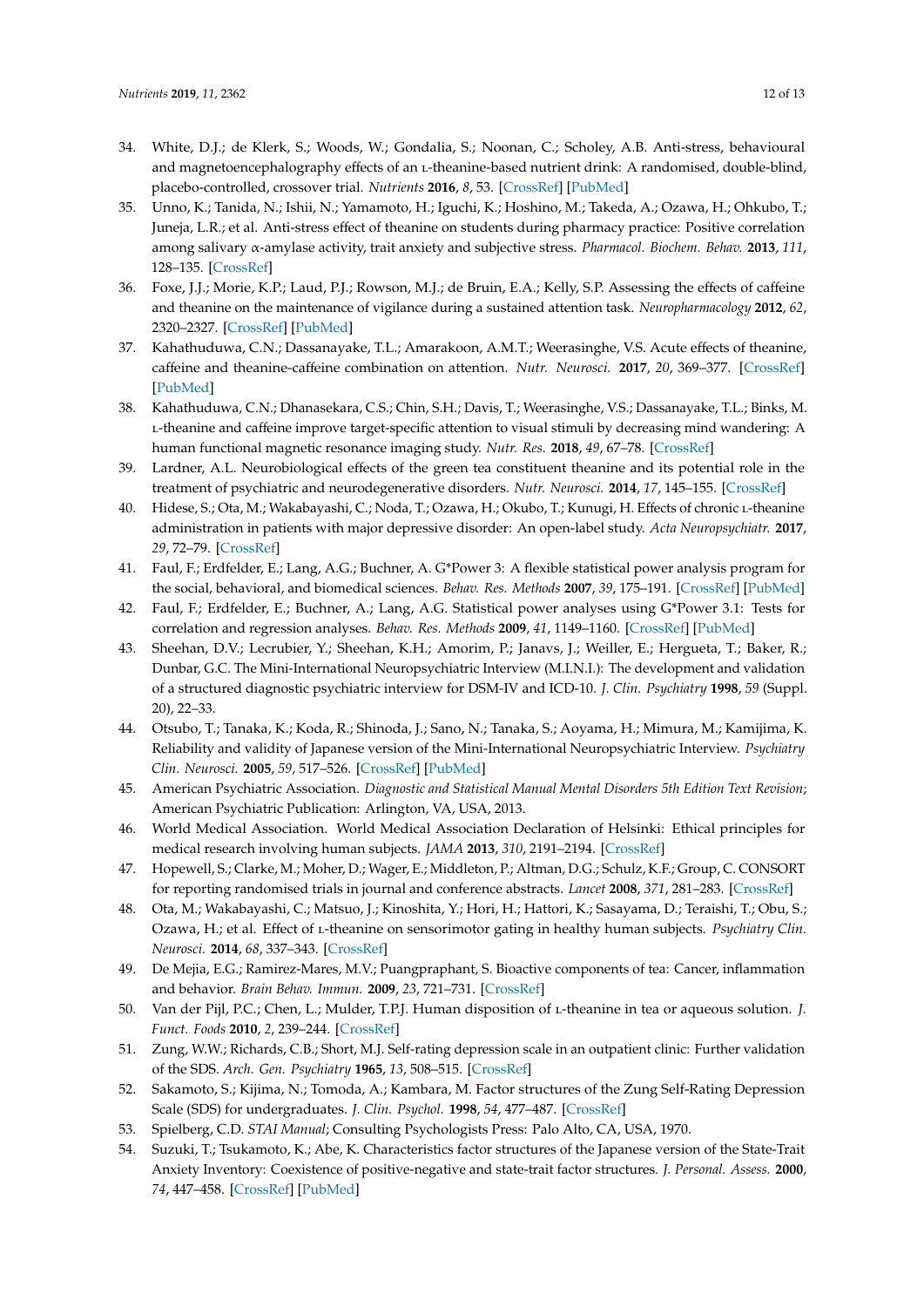34. White, D.J.; de Klerk, S.; Woods, W.; Gondalia, S.; Noonan, C.; Scholey, A.B. Anti-stress, behavioural and magnetoencephalography effects of an L-theanine-based nutrient drink: A randomised, double-blind, placebo-controlled, crossover trial. *Nutrients* **2016**, *8*, 53. [CrossRef] [PubMed]
35. Unno, K.; Tanida, N.; Ishii, N.; Yamamoto, H.; Iguchi, K.; Hoshino, M.; Takeda, A.; Ozawa, H.; Ohkubo, T.; Juneja, L.R.; et al. Anti-stress effect of theanine on students during pharmacy practice: Positive correlation among salivary α-amylase activity, trait anxiety and subjective stress. *Pharmacol. Biochem. Behav.* **2013**, *111*, 128–135. [CrossRef]
36. Foxe, J.J.; Morie, K.P.; Laud, P.J.; Rowson, M.J.; de Bruin, E.A.; Kelly, S.P. Assessing the effects of caffeine and theanine on the maintenance of vigilance during a sustained attention task. *Neuropharmacology* **2012**, *62*, 2320–2327. [CrossRef] [PubMed]
37. Kahathuduwa, C.N.; Dassanayake, T.L.; Amarakoon, A.M.T.; Weerasinghe, V.S. Acute effects of theanine, caffeine and theanine-caffeine combination on attention. *Nutr. Neurosci.* **2017**, *20*, 369–377. [CrossRef] [PubMed]
38. Kahathuduwa, C.N.; Dhanasekara, C.S.; Chin, S.H.; Davis, T.; Weerasinghe, V.S.; Dassanayake, T.L.; Binks, M. L-theanine and caffeine improve target-specific attention to visual stimuli by decreasing mind wandering: A human functional magnetic resonance imaging study. *Nutr. Res.* **2018**, *49*, 67–78. [CrossRef]
39. Lardner, A.L. Neurobiological effects of the green tea constituent theanine and its potential role in the treatment of psychiatric and neurodegenerative disorders. *Nutr. Neurosci.* **2014**, *17*, 145–155. [CrossRef]
40. Hidese, S.; Ota, M.; Wakabayashi, C.; Noda, T.; Ozawa, H.; Okubo, T.; Kunugi, H. Effects of chronic L-theanine administration in patients with major depressive disorder: An open-label study. *Acta Neuropsychiatr.* **2017**, *29*, 72–79. [CrossRef]
41. Faul, F.; Erdfelder, E.; Lang, A.G.; Buchner, A. G*Power 3: A flexible statistical power analysis program for the social, behavioral, and biomedical sciences. *Behav. Res. Methods* **2007**, *39*, 175–191. [CrossRef] [PubMed]
42. Faul, F.; Erdfelder, E.; Buchner, A.; Lang, A.G. Statistical power analyses using G*Power 3.1: Tests for correlation and regression analyses. *Behav. Res. Methods* **2009**, *41*, 1149–1160. [CrossRef] [PubMed]
43. Sheehan, D.V.; Lecrubier, Y.; Sheehan, K.H.; Amorim, P.; Janavs, J.; Weiller, E.; Hergueta, T.; Baker, R.; Dunbar, G.C. The Mini-International Neuropsychiatric Interview (M.I.N.I.): The development and validation of a structured diagnostic psychiatric interview for DSM-IV and ICD-10. *J. Clin. Psychiatry* **1998**, *59* (Suppl. 20), 22–33.
44. Otsubo, T.; Tanaka, K.; Koda, R.; Shinoda, J.; Sano, N.; Tanaka, S.; Aoyama, H.; Mimura, M.; Kamijima, K. Reliability and validity of Japanese version of the Mini-International Neuropsychiatric Interview. *Psychiatry Clin. Neurosci.* **2005**, *59*, 517–526. [CrossRef] [PubMed]
45. American Psychiatric Association. *Diagnostic and Statistical Manual Mental Disorders 5th Edition Text Revision*; American Psychiatric Publication: Arlington, VA, USA, 2013.
46. World Medical Association. World Medical Association Declaration of Helsinki: Ethical principles for medical research involving human subjects. *JAMA* **2013**, *310*, 2191–2194. [CrossRef]
47. Hopewell, S.; Clarke, M.; Moher, D.; Wager, E.; Middleton, P.; Altman, D.G.; Schulz, K.F.; Group, C. CONSORT for reporting randomised trials in journal and conference abstracts. *Lancet* **2008**, *371*, 281–283. [CrossRef]
48. Ota, M.; Wakabayashi, C.; Matsuo, J.; Kinoshita, Y.; Hori, H.; Hattori, K.; Sasayama, D.; Teraishi, T.; Obu, S.; Ozawa, H.; et al. Effect of L-theanine on sensorimotor gating in healthy human subjects. *Psychiatry Clin. Neurosci.* **2014**, *68*, 337–343. [CrossRef]
49. De Mejia, E.G.; Ramirez-Mares, M.V.; Puangpraphant, S. Bioactive components of tea: Cancer, inflammation and behavior. *Brain Behav. Immun.* **2009**, *23*, 721–731. [CrossRef]
50. Van der Pijl, P.C.; Chen, L.; Mulder, T.P.J. Human disposition of L-theanine in tea or aqueous solution. *J. Funct. Foods* **2010**, *2*, 239–244. [CrossRef]
51. Zung, W.W.; Richards, C.B.; Short, M.J. Self-rating depression scale in an outpatient clinic: Further validation of the SDS. *Arch. Gen. Psychiatry* **1965**, *13*, 508–515. [CrossRef]
52. Sakamoto, S.; Kijima, N.; Tomoda, A.; Kambara, M. Factor structures of the Zung Self-Rating Depression Scale (SDS) for undergraduates. *J. Clin. Psychol.* **1998**, *54*, 477–487. [CrossRef]
53. Spielberg, C.D. *STAI Manual*; Consulting Psychologists Press: Palo Alto, CA, USA, 1970.
54. Suzuki, T.; Tsukamoto, K.; Abe, K. Characteristics factor structures of the Japanese version of the State-Trait Anxiety Inventory: Coexistence of positive-negative and state-trait factor structures. *J. Personal. Assess.* **2000**, *74*, 447–458. [CrossRef] [PubMed]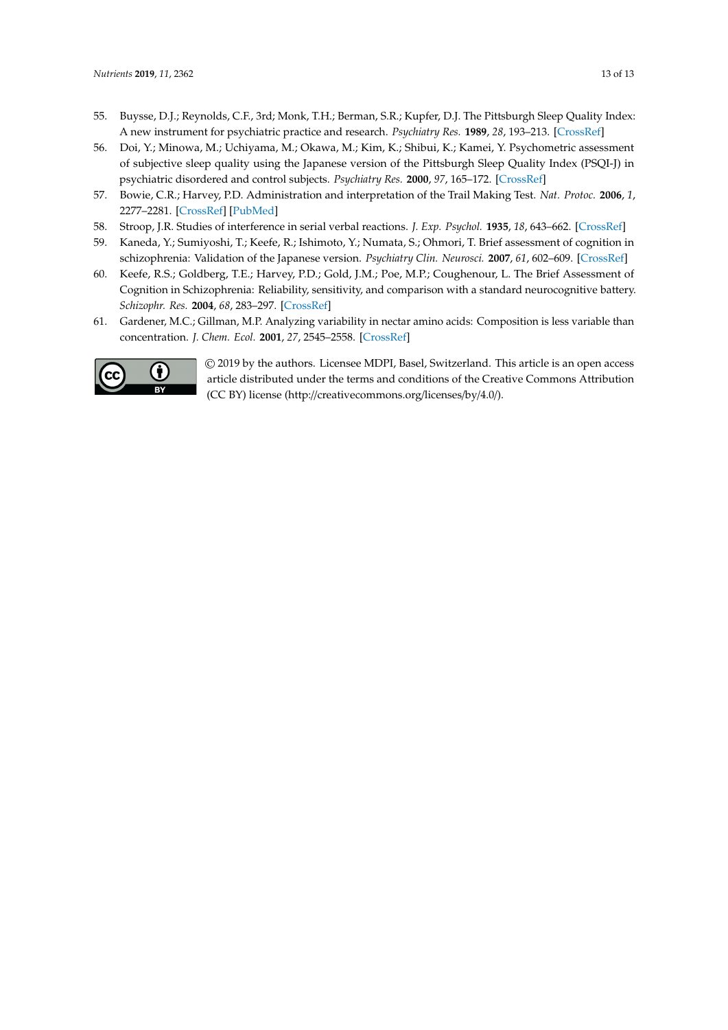55. Buysse, D.J.; Reynolds, C.F., 3rd; Monk, T.H.; Berman, S.R.; Kupfer, D.J. The Pittsburgh Sleep Quality Index: A new instrument for psychiatric practice and research. *Psychiatry Res.* **1989**, *28*, 193–213. [CrossRef]
56. Doi, Y.; Minowa, M.; Uchiyama, M.; Okawa, M.; Kim, K.; Shibui, K.; Kamei, Y. Psychometric assessment of subjective sleep quality using the Japanese version of the Pittsburgh Sleep Quality Index (PSQI-J) in psychiatric disordered and control subjects. *Psychiatry Res.* **2000**, *97*, 165–172. [CrossRef]
57. Bowie, C.R.; Harvey, P.D. Administration and interpretation of the Trail Making Test. *Nat. Protoc.* **2006**, *1*, 2277–2281. [CrossRef] [PubMed]
58. Stroop, J.R. Studies of interference in serial verbal reactions. *J. Exp. Psychol.* **1935**, *18*, 643–662. [CrossRef]
59. Kaneda, Y.; Sumiyoshi, T.; Keefe, R.; Ishimoto, Y.; Numata, S.; Ohmori, T. Brief assessment of cognition in schizophrenia: Validation of the Japanese version. *Psychiatry Clin. Neurosci.* **2007**, *61*, 602–609. [CrossRef]
60. Keefe, R.S.; Goldberg, T.E.; Harvey, P.D.; Gold, J.M.; Poe, M.P.; Coughenour, L. The Brief Assessment of Cognition in Schizophrenia: Reliability, sensitivity, and comparison with a standard neurocognitive battery. *Schizophr. Res.* **2004**, *68*, 283–297. [CrossRef]
61. Gardener, M.C.; Gillman, M.P. Analyzing variability in nectar amino acids: Composition is less variable than concentration. *J. Chem. Ecol.* **2001**, *27*, 2545–2558. [CrossRef]

© 2019 by the authors. Licensee MDPI, Basel, Switzerland. This article is an open access article distributed under the terms and conditions of the Creative Commons Attribution (CC BY) license (http://creativecommons.org/licenses/by/4.0/).